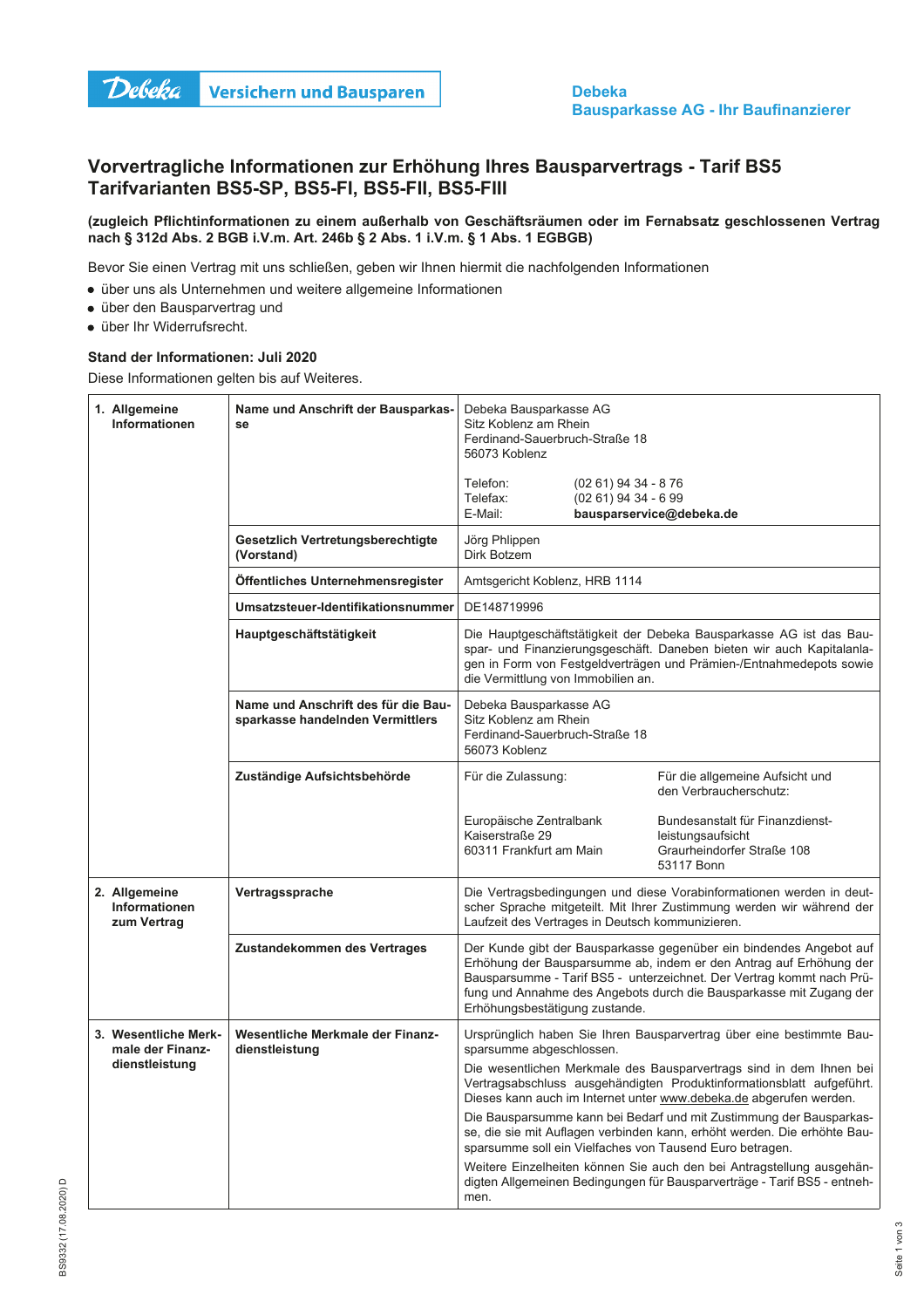**Debeka** Versichern und Bausparen

**Debeka**
**Bausparkasse AG - Ihr Baufinanzierer**

# Vorvertragliche Informationen zur Erhöhung Ihres Bausparvertrags - Tarif BS5 Tarifvarianten BS5-SP, BS5-FI, BS5-FII, BS5-FIII

**(zugleich Pflichtinformationen zu einem außerhalb von Geschäftsräumen oder im Fernabsatz geschlossenen Vertrag nach § 312d Abs. 2 BGB i.V.m. Art. 246b § 2 Abs. 1 i.V.m. § 1 Abs. 1 EGBGB)**

Bevor Sie einen Vertrag mit uns schließen, geben wir Ihnen hiermit die nachfolgenden Informationen

- über uns als Unternehmen und weitere allgemeine Informationen
- über den Bausparvertrag und
- über Ihr Widerrufsrecht.

**Stand der Informationen: Juli 2020**

Diese Informationen gelten bis auf Weiteres.

| | | |
|---|---|---|
| **1. Allgemeine Informationen** | **Name und Anschrift der Bausparkasse** | Debeka Bausparkasse AG<br>Sitz Koblenz am Rhein<br>Ferdinand-Sauerbruch-Straße 18<br>56073 Koblenz<br><br>Telefon: (02 61) 94 34 - 8 76<br>Telefax: (02 61) 94 34 - 6 99<br>E-Mail: **bausparservice@debeka.de** |
| | **Gesetzlich Vertretungsberechtigte (Vorstand)** | Jörg Phlippen<br>Dirk Botzem |
| | **Öffentliches Unternehmensregister** | Amtsgericht Koblenz, HRB 1114 |
| | **Umsatzsteuer-Identifikationsnummer** | DE148719996 |
| | **Hauptgeschäftstätigkeit** | Die Hauptgeschäftstätigkeit der Debeka Bausparkasse AG ist das Bauspar- und Finanzierungsgeschäft. Daneben bieten wir auch Kapitalanlagen in Form von Festgeldverträgen und Prämien-/Entnahmedepots sowie die Vermittlung von Immobilien an. |
| | **Name und Anschrift des für die Bausparkasse handelnden Vermittlers** | Debeka Bausparkasse AG<br>Sitz Koblenz am Rhein<br>Ferdinand-Sauerbruch-Straße 18<br>56073 Koblenz |
| | **Zuständige Aufsichtsbehörde** | Für die Zulassung:<br>Europäische Zentralbank<br>Kaiserstraße 29<br>60311 Frankfurt am Main<br><br>Für die allgemeine Aufsicht und den Verbraucherschutz:<br>Bundesanstalt für Finanzdienstleistungsaufsicht<br>Graurheindorfer Straße 108<br>53117 Bonn |
| **2. Allgemeine Informationen zum Vertrag** | **Vertragssprache** | Die Vertragsbedingungen und diese Vorabinformationen werden in deutscher Sprache mitgeteilt. Mit Ihrer Zustimmung werden wir während der Laufzeit des Vertrages in Deutsch kommunizieren. |
| | **Zustandekommen des Vertrages** | Der Kunde gibt der Bausparkasse gegenüber ein bindendes Angebot auf Erhöhung der Bausparsumme ab, indem er den Antrag auf Erhöhung der Bausparsumme - Tarif BS5 - unterzeichnet. Der Vertrag kommt nach Prüfung und Annahme des Angebots durch die Bausparkasse mit Zugang der Erhöhungsbestätigung zustande. |
| **3. Wesentliche Merkmale der Finanzdienstleistung** | **Wesentliche Merkmale der Finanzdienstleistung** | Ursprünglich haben Sie Ihren Bausparvertrag über eine bestimmte Bausparsumme abgeschlossen.<br><br>Die wesentlichen Merkmale des Bausparvertrags sind in dem Ihnen bei Vertragsabschluss ausgehändigten Produktinformationsblatt aufgeführt. Dieses kann auch im Internet unter www.debeka.de abgerufen werden.<br><br>Die Bausparsumme kann bei Bedarf und mit Zustimmung der Bausparkasse, die sie mit Auflagen verbinden kann, erhöht werden. Die erhöhte Bausparsumme soll ein Vielfaches von Tausend Euro betragen.<br><br>Weitere Einzelheiten können Sie auch den bei Antragstellung ausgehändigten Allgemeinen Bedingungen für Bausparverträge - Tarif BS5 - entnehmen. |

BS9332 (17.08.2020) D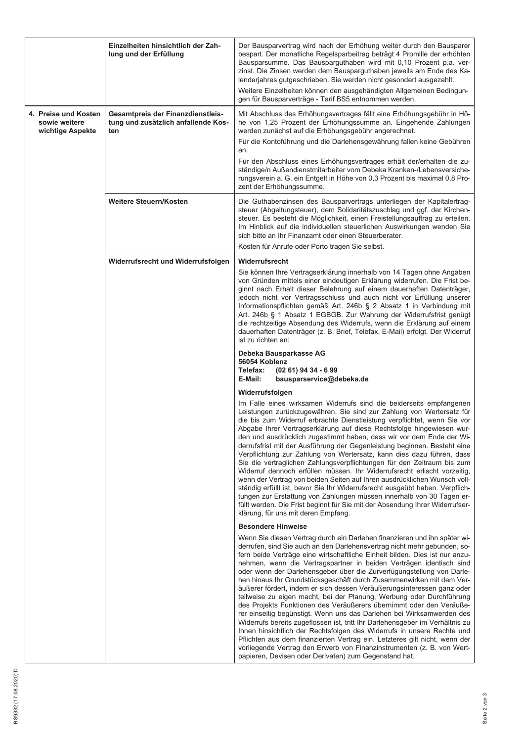| | | |
|---|---|---|
| | **Einzelheiten hinsichtlich der Zahlung und der Erfüllung** | Der Bausparvertrag wird nach der Erhöhung weiter durch den Bausparer bespart. Der monatliche Regelsparbeitrag beträgt 4 Promille der erhöhten Bausparsumme. Das Bausparguthaben wird mit 0,10 Prozent p.a. verzinst. Die Zinsen werden dem Bausparguthaben jeweils am Ende des Kalenderjahres gutgeschrieben. Sie werden nicht gesondert ausgezahlt.<br>Weitere Einzelheiten können den ausgehändigten Allgemeinen Bedingungen für Bausparverträge - Tarif BS5 entnommen werden. |
| **4. Preise und Kosten sowie weitere wichtige Aspekte** | **Gesamtpreis der Finanzdienstleistung und zusätzlich anfallende Kosten** | Mit Abschluss des Erhöhungsvertrages fällt eine Erhöhungsgebühr in Höhe von 1,25 Prozent der Erhöhungssumme an. Eingehende Zahlungen werden zunächst auf die Erhöhungsgebühr angerechnet.<br>Für die Kontoführung und die Darlehensgewährung fallen keine Gebühren an.<br>Für den Abschluss eines Erhöhungsvertrages erhält der/erhalten die zuständige/n Außendienstmitarbeiter vom Debeka Kranken-/Lebensversicherungsverein a. G. ein Entgelt in Höhe von 0,3 Prozent bis maximal 0,8 Prozent der Erhöhungssumme. |
| | **Weitere Steuern/Kosten** | Die Guthabenzinsen des Bausparvertrags unterliegen der Kapitalertragsteuer (Abgeltungsteuer), dem Solidaritätszuschlag und ggf. der Kirchensteuer. Es besteht die Möglichkeit, einen Freistellungsauftrag zu erteilen. Im Hinblick auf die individuellen steuerlichen Auswirkungen wenden Sie sich bitte an Ihr Finanzamt oder einen Steuerberater.<br>Kosten für Anrufe oder Porto tragen Sie selbst. |
| | **Widerrufsrecht und Widerrufsfolgen** | **Widerrufsrecht**<br>Sie können Ihre Vertragserklärung innerhalb von 14 Tagen ohne Angaben von Gründen mittels einer eindeutigen Erklärung widerrufen. Die Frist beginnt nach Erhalt dieser Belehrung auf einem dauerhaften Datenträger, jedoch nicht vor Vertragsschluss und auch nicht vor Erfüllung unserer Informationspflichten gemäß Art. 246b § 2 Absatz 1 in Verbindung mit Art. 246b § 1 Absatz 1 EGBGB. Zur Wahrung der Widerrufsfrist genügt die rechtzeitige Absendung des Widerrufs, wenn die Erklärung auf einem dauerhaften Datenträger (z. B. Brief, Telefax, E-Mail) erfolgt. Der Widerruf ist zu richten an:<br><br>**Debeka Bausparkasse AG**<br>**56054 Koblenz**<br>**Telefax: (02 61) 94 34 - 6 99**<br>**E-Mail: bausparservice@debeka.de**<br><br>**Widerrufsfolgen**<br>Im Falle eines wirksamen Widerrufs sind die beiderseits empfangenen Leistungen zurückzugewähren. Sie sind zur Zahlung von Wertersatz für die bis zum Widerruf erbrachte Dienstleistung verpflichtet, wenn Sie vor Abgabe Ihrer Vertragserklärung auf diese Rechtsfolge hingewiesen wurden und ausdrücklich zugestimmt haben, dass wir vor dem Ende der Widerrufsfrist mit der Ausführung der Gegenleistung beginnen. Besteht eine Verpflichtung zur Zahlung von Wertersatz, kann dies dazu führen, dass Sie die vertraglichen Zahlungsverpflichtungen für den Zeitraum bis zum Widerruf dennoch erfüllen müssen. Ihr Widerrufsrecht erlischt vorzeitig, wenn der Vertrag von beiden Seiten auf Ihren ausdrücklichen Wunsch vollständig erfüllt ist, bevor Sie Ihr Widerrufsrecht ausgeübt haben. Verpflichtungen zur Erstattung von Zahlungen müssen innerhalb von 30 Tagen erfüllt werden. Die Frist beginnt für Sie mit der Absendung Ihrer Widerrufserklärung, für uns mit deren Empfang.<br><br>**Besondere Hinweise**<br>Wenn Sie diesen Vertrag durch ein Darlehen finanzieren und ihn später widerrufen, sind Sie auch an den Darlehensvertrag nicht mehr gebunden, sofern beide Verträge eine wirtschaftliche Einheit bilden. Dies ist nur anzunehmen, wenn die Vertragspartner in beiden Verträgen identisch sind oder wenn der Darlehensgeber über die Zurverfügungstellung von Darlehen hinaus Ihr Grundstücksgeschäft durch Zusammenwirken mit dem Veräußerer fördert, indem er sich dessen Veräußerungsinteressen ganz oder teilweise zu eigen macht, bei der Planung, Werbung oder Durchführung des Projekts Funktionen des Veräußerers übernimmt oder den Veräußerer einseitig begünstigt. Wenn uns das Darlehen bei Wirksamwerden des Widerrufs bereits zugeflossen ist, tritt Ihr Darlehensgeber im Verhältnis zu Ihnen hinsichtlich der Rechtsfolgen des Widerrufs in unsere Rechte und Pflichten aus dem finanzierten Vertrag ein. Letzteres gilt nicht, wenn der vorliegende Vertrag den Erwerb von Finanzinstrumenten (z. B. von Wertpapieren, Devisen oder Derivaten) zum Gegenstand hat. |

BS9332 (17.08.2020) D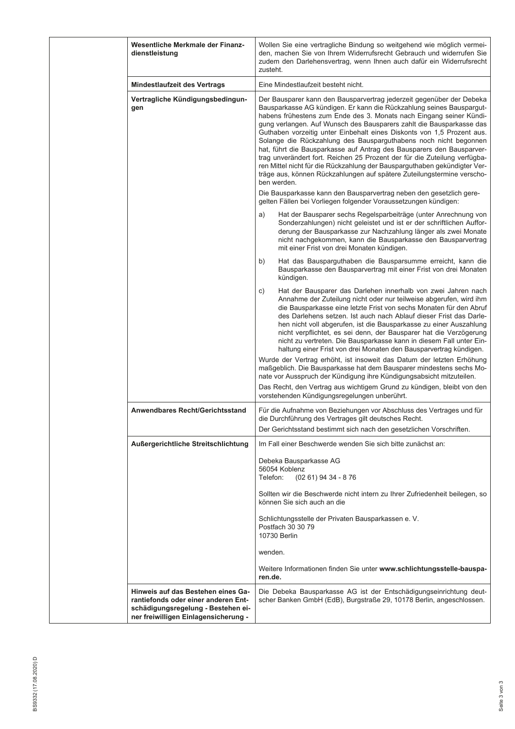| | | |
|---|---|---|
| | **Wesentliche Merkmale der Finanzdienstleistung** | Wollen Sie eine vertragliche Bindung so weitgehend wie möglich vermeiden, machen Sie von Ihrem Widerrufsrecht Gebrauch und widerrufen Sie zudem den Darlehensvertrag, wenn Ihnen auch dafür ein Widerrufsrecht zusteht. |
| | **Mindestlaufzeit des Vertrags** | Eine Mindestlaufzeit besteht nicht. |
| | **Vertragliche Kündigungsbedingungen** | Der Bausparer kann den Bausparvertrag jederzeit gegenüber der Debeka Bausparkasse AG kündigen. Er kann die Rückzahlung seines Bausparguthabens frühestens zum Ende des 3. Monats nach Eingang seiner Kündigung verlangen. Auf Wunsch des Bausparers zahlt die Bausparkasse das Guthaben vorzeitig unter Einbehalt eines Diskonts von 1,5 Prozent aus. Solange die Rückzahlung des Bausparguthabens noch nicht begonnen hat, führt die Bausparkasse auf Antrag des Bausparers den Bausparvertrag unverändert fort. Reichen 25 Prozent der für die Zuteilung verfügbaren Mittel nicht für die Rückzahlung der Bausparguthaben gekündigter Verträge aus, können Rückzahlungen auf spätere Zuteilungstermine verschoben werden.<br><br>Die Bausparkasse kann den Bausparvertrag neben den gesetzlich geregelten Fällen bei Vorliegen folgender Voraussetzungen kündigen:<br><br>a) Hat der Bausparer sechs Regelsparbeiträge (unter Anrechnung von Sonderzahlungen) nicht geleistet und ist er der schriftlichen Aufforderung der Bausparkasse zur Nachzahlung länger als zwei Monate nicht nachgekommen, kann die Bausparkasse den Bausparvertrag mit einer Frist von drei Monaten kündigen.<br><br>b) Hat das Bausparguthaben die Bausparsumme erreicht, kann die Bausparkasse den Bausparvertrag mit einer Frist von drei Monaten kündigen.<br><br>c) Hat der Bausparer das Darlehen innerhalb von zwei Jahren nach Annahme der Zuteilung nicht oder nur teilweise abgerufen, wird ihm die Bausparkasse eine letzte Frist von sechs Monaten für den Abruf des Darlehens setzen. Ist auch nach Ablauf dieser Frist das Darlehen nicht voll abgerufen, ist die Bausparkasse zu einer Auszahlung nicht verpflichtet, es sei denn, der Bausparer hat die Verzögerung nicht zu vertreten. Die Bausparkasse kann in diesem Fall unter Einhaltung einer Frist von drei Monaten den Bausparvertrag kündigen.<br><br>Wurde der Vertrag erhöht, ist insoweit das Datum der letzten Erhöhung maßgeblich. Die Bausparkasse hat dem Bausparer mindestens sechs Monate vor Ausspruch der Kündigung ihre Kündigungsabsicht mitzuteilen.<br><br>Das Recht, den Vertrag aus wichtigem Grund zu kündigen, bleibt von den vorstehenden Kündigungsregelungen unberührt. |
| | **Anwendbares Recht/Gerichtsstand** | Für die Aufnahme von Beziehungen vor Abschluss des Vertrages und für die Durchführung des Vertrages gilt deutsches Recht.<br><br>Der Gerichtsstand bestimmt sich nach den gesetzlichen Vorschriften. |
| | **Außergerichtliche Streitschlichtung** | Im Fall einer Beschwerde wenden Sie sich bitte zunächst an:<br><br>Debeka Bausparkasse AG<br>56054 Koblenz<br>Telefon: (02 61) 94 34 - 8 76<br><br>Sollten wir die Beschwerde nicht intern zu Ihrer Zufriedenheit beilegen, so können Sie sich auch an die<br><br>Schlichtungsstelle der Privaten Bausparkassen e. V.<br>Postfach 30 30 79<br>10730 Berlin<br><br>wenden.<br><br>Weitere Informationen finden Sie unter **www.schlichtungsstelle-bausparen.de.** |
| | **Hinweis auf das Bestehen eines Garantiefonds oder einer anderen Entschädigungsregelung - Bestehen einer freiwilligen Einlagensicherung -** | Die Debeka Bausparkasse AG ist der Entschädigungseinrichtung deutscher Banken GmbH (EdB), Burgstraße 29, 10178 Berlin, angeschlossen. |

BS9332 (17.08.2020) D